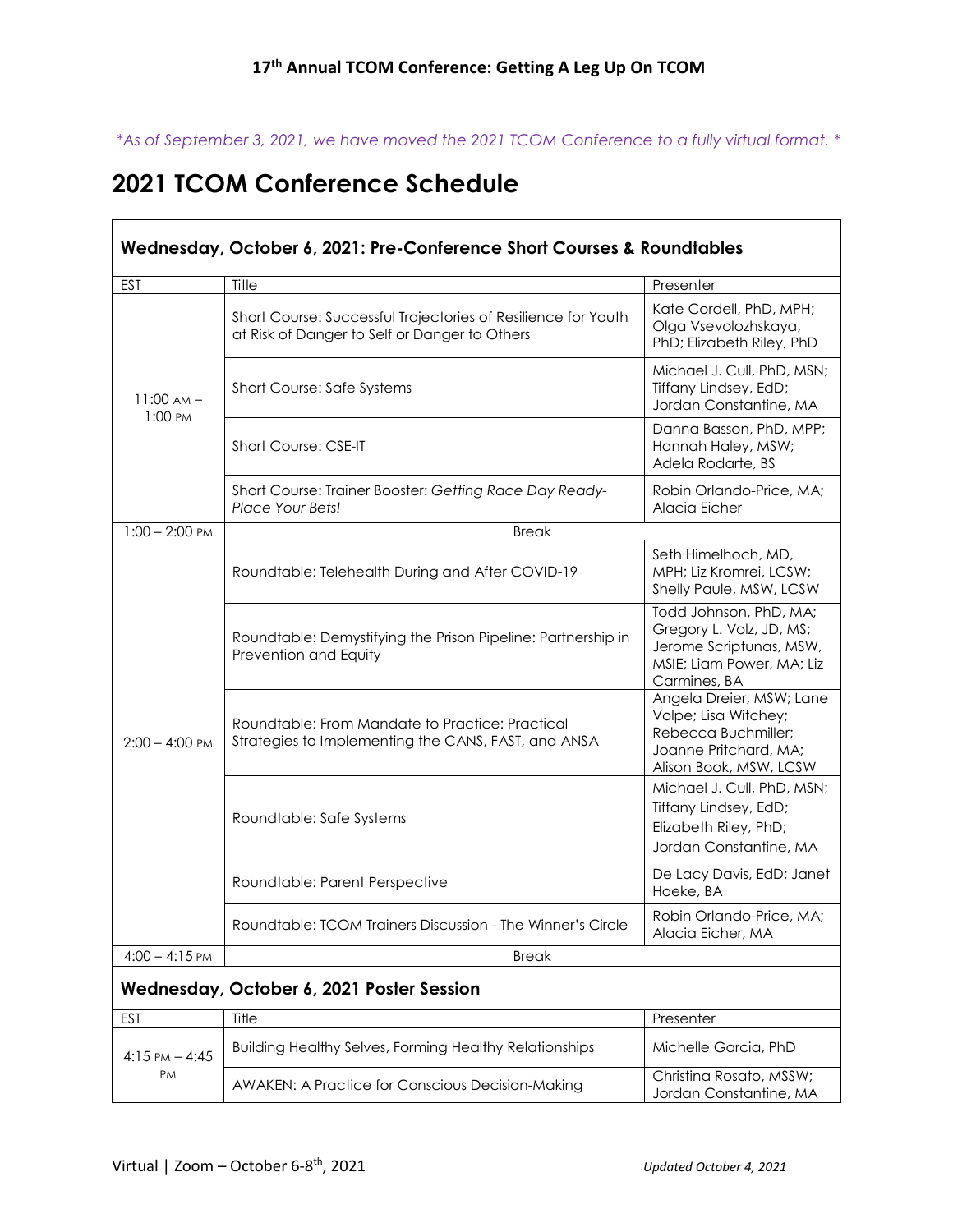### 17th Annual TCOM Conference: Getting A Leg Up On TCOM

*\*As of September 3, 2021, we have moved the 2021 TCOM Conference to a fully virtual format. \**

# 2021 TCOM Conference Schedule

## Wednesday, October 6, 2021: Pre-Conference Short Courses & Roundtables

| EST | Title | Presenter |
|---|---|---|
| 11:00 AM – 1:00 PM | Short Course: Successful Trajectories of Resilience for Youth at Risk of Danger to Self or Danger to Others | Kate Cordell, PhD, MPH; Olga Vsevolozhskaya, PhD; Elizabeth Riley, PhD |
| | Short Course: Safe Systems | Michael J. Cull, PhD, MSN; Tiffany Lindsey, EdD; Jordan Constantine, MA |
| | Short Course: CSE-IT | Danna Basson, PhD, MPP; Hannah Haley, MSW; Adela Rodarte, BS |
| | Short Course: Trainer Booster: *Getting Race Day Ready-Place Your Bets!* | Robin Orlando-Price, MA; Alacia Eicher |
| 1:00 – 2:00 PM | Break | |
| 2:00 – 4:00 PM | Roundtable: Telehealth During and After COVID-19 | Seth Himelhoch, MD, MPH; Liz Kromrei, LCSW; Shelly Paule, MSW, LCSW |
| | Roundtable: Demystifying the Prison Pipeline: Partnership in Prevention and Equity | Todd Johnson, PhD, MA; Gregory L. Volz, JD, MS; Jerome Scriptunas, MSW, MSIE; Liam Power, MA; Liz Carmines, BA |
| | Roundtable: From Mandate to Practice: Practical Strategies to Implementing the CANS, FAST, and ANSA | Angela Dreier, MSW; Lane Volpe; Lisa Witchey; Rebecca Buchmiller; Joanne Pritchard, MA; Alison Book, MSW, LCSW |
| | Roundtable: Safe Systems | Michael J. Cull, PhD, MSN; Tiffany Lindsey, EdD; Elizabeth Riley, PhD; Jordan Constantine, MA |
| | Roundtable: Parent Perspective | De Lacy Davis, EdD; Janet Hoeke, BA |
| | Roundtable: TCOM Trainers Discussion - The Winner's Circle | Robin Orlando-Price, MA; Alacia Eicher, MA |
| 4:00 – 4:15 PM | Break | |

## Wednesday, October 6, 2021 Poster Session

| EST | Title | Presenter |
|---|---|---|
| 4:15 PM – 4:45 PM | Building Healthy Selves, Forming Healthy Relationships | Michelle Garcia, PhD |
| | AWAKEN: A Practice for Conscious Decision-Making | Christina Rosato, MSSW; Jordan Constantine, MA |

Virtual | Zoom – October 6-8th, 2021

*Updated October 4, 2021*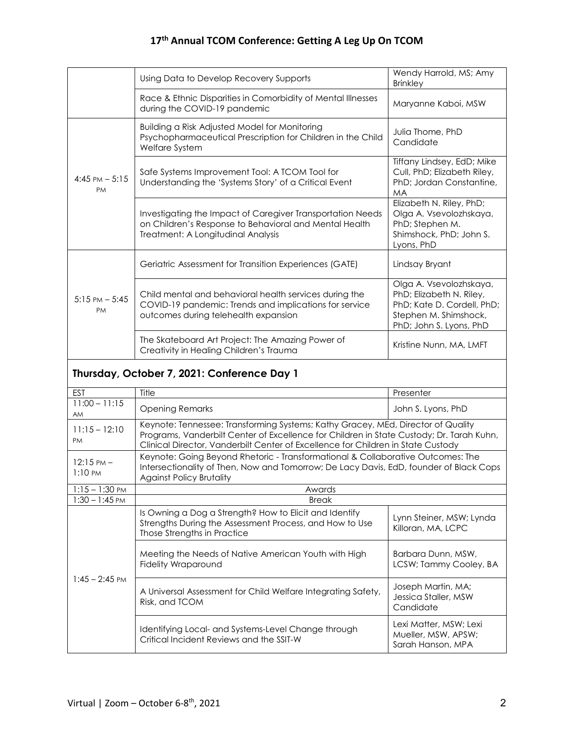## 17th Annual TCOM Conference: Getting A Leg Up On TCOM

| | | |
|---|---|---|
| | Using Data to Develop Recovery Supports | Wendy Harrold, MS; Amy Brinkley |
| | Race & Ethnic Disparities in Comorbidity of Mental Illnesses during the COVID-19 pandemic | Maryanne Kaboi, MSW |
| 4:45 PM – 5:15 PM | Building a Risk Adjusted Model for Monitoring Psychopharmaceutical Prescription for Children in the Child Welfare System | Julia Thome, PhD Candidate |
| | Safe Systems Improvement Tool: A TCOM Tool for Understanding the 'Systems Story' of a Critical Event | Tiffany Lindsey, EdD; Mike Cull, PhD; Elizabeth Riley, PhD; Jordan Constantine, MA |
| | Investigating the Impact of Caregiver Transportation Needs on Children's Response to Behavioral and Mental Health Treatment: A Longitudinal Analysis | Elizabeth N. Riley, PhD; Olga A. Vsevolozhskaya, PhD; Stephen M. Shimshock, PhD; John S. Lyons, PhD |
| 5:15 PM – 5:45 PM | Geriatric Assessment for Transition Experiences (GATE) | Lindsay Bryant |
| | Child mental and behavioral health services during the COVID-19 pandemic: Trends and implications for service outcomes during telehealth expansion | Olga A. Vsevolozhskaya, PhD; Elizabeth N. Riley, PhD; Kate D. Cordell, PhD; Stephen M. Shimshock, PhD; John S. Lyons, PhD |
| | The Skateboard Art Project: The Amazing Power of Creativity in Healing Children's Trauma | Kristine Nunn, MA, LMFT |

### Thursday, October 7, 2021: Conference Day 1

| EST | Title | Presenter |
|---|---|---|
| 11:00 – 11:15 AM | Opening Remarks | John S. Lyons, PhD |
| 11:15 – 12:10 PM | Keynote: Tennessee: Transforming Systems; Kathy Gracey, MEd, Director of Quality Programs, Vanderbilt Center of Excellence for Children in State Custody; Dr. Tarah Kuhn, Clinical Director, Vanderbilt Center of Excellence for Children in State Custody | |
| 12:15 PM – 1:10 PM | Keynote: Going Beyond Rhetoric - Transformational & Collaborative Outcomes: The Intersectionality of Then, Now and Tomorrow; De Lacy Davis, EdD, founder of Black Cops Against Policy Brutality | |
| 1:15 – 1:30 PM | Awards | |
| 1:30 – 1:45 PM | Break | |
| 1:45 – 2:45 PM | Is Owning a Dog a Strength? How to Elicit and Identify Strengths During the Assessment Process, and How to Use Those Strengths in Practice | Lynn Steiner, MSW; Lynda Killoran, MA, LCPC |
| | Meeting the Needs of Native American Youth with High Fidelity Wraparound | Barbara Dunn, MSW, LCSW; Tammy Cooley, BA |
| | A Universal Assessment for Child Welfare Integrating Safety, Risk, and TCOM | Joseph Martin, MA; Jessica Staller, MSW Candidate |
| | Identifying Local- and Systems-Level Change through Critical Incident Reviews and the SSIT-W | Lexi Matter, MSW; Lexi Mueller, MSW, APSW; Sarah Hanson, MPA |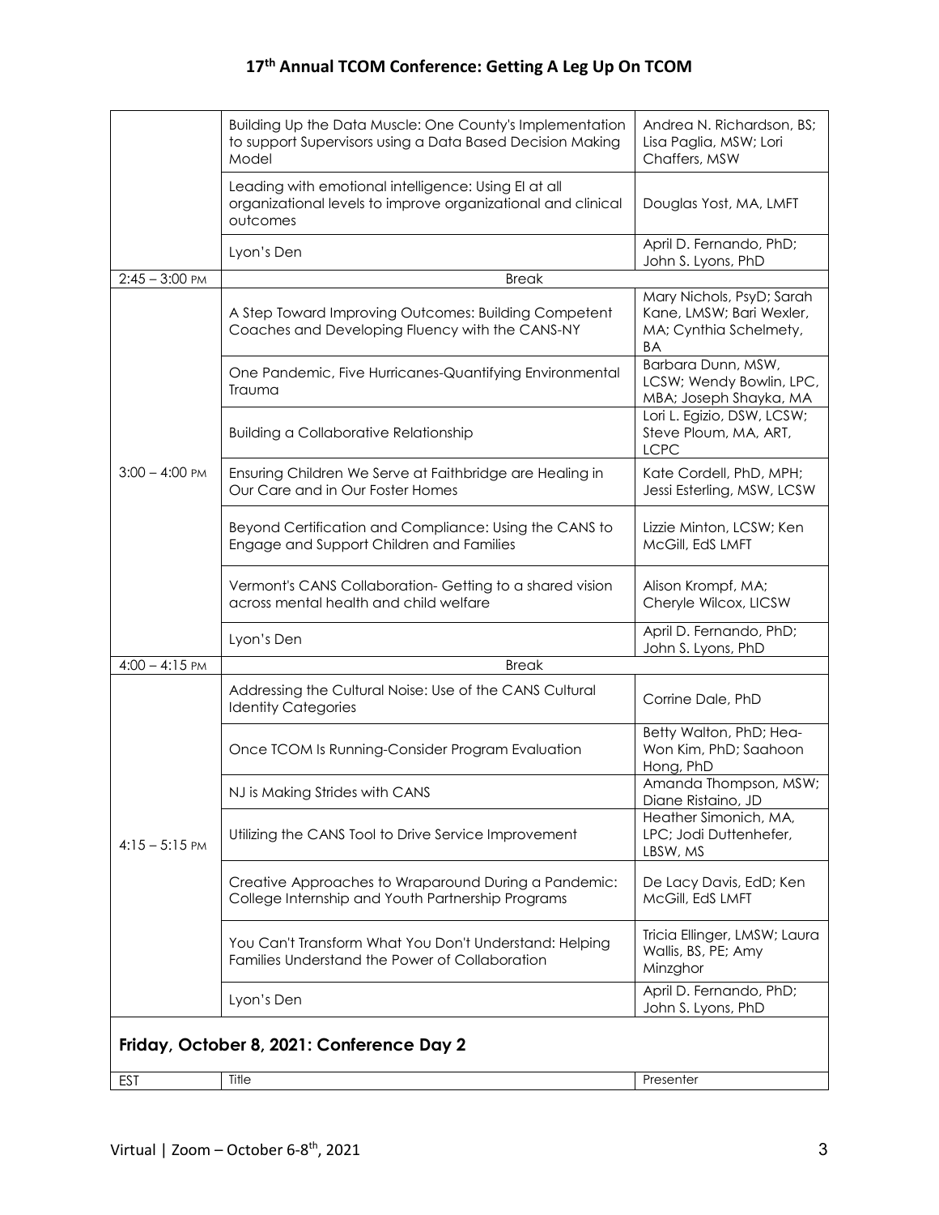| | | |
|---|---|---|
| | Building Up the Data Muscle: One County's Implementation to support Supervisors using a Data Based Decision Making Model | Andrea N. Richardson, BS; Lisa Paglia, MSW; Lori Chaffers, MSW |
| | Leading with emotional intelligence: Using EI at all organizational levels to improve organizational and clinical outcomes | Douglas Yost, MA, LMFT |
| | Lyon's Den | April D. Fernando, PhD; John S. Lyons, PhD |
| 2:45 – 3:00 PM | Break | |
| 3:00 – 4:00 PM | A Step Toward Improving Outcomes: Building Competent Coaches and Developing Fluency with the CANS-NY | Mary Nichols, PsyD; Sarah Kane, LMSW; Bari Wexler, MA; Cynthia Schelmety, BA |
| | One Pandemic, Five Hurricanes-Quantifying Environmental Trauma | Barbara Dunn, MSW, LCSW; Wendy Bowlin, LPC, MBA; Joseph Shayka, MA |
| | Building a Collaborative Relationship | Lori L. Egizio, DSW, LCSW; Steve Ploum, MA, ART, LCPC |
| | Ensuring Children We Serve at Faithbridge are Healing in Our Care and in Our Foster Homes | Kate Cordell, PhD, MPH; Jessi Esterling, MSW, LCSW |
| | Beyond Certification and Compliance: Using the CANS to Engage and Support Children and Families | Lizzie Minton, LCSW; Ken McGill, EdS LMFT |
| | Vermont's CANS Collaboration- Getting to a shared vision across mental health and child welfare | Alison Krompf, MA; Cheryle Wilcox, LICSW |
| | Lyon's Den | April D. Fernando, PhD; John S. Lyons, PhD |
| 4:00 – 4:15 PM | Break | |
| 4:15 – 5:15 PM | Addressing the Cultural Noise: Use of the CANS Cultural Identity Categories | Corrine Dale, PhD |
| | Once TCOM Is Running-Consider Program Evaluation | Betty Walton, PhD; Hea-Won Kim, PhD; Saahoon Hong, PhD |
| | NJ is Making Strides with CANS | Amanda Thompson, MSW; Diane Ristaino, JD |
| | Utilizing the CANS Tool to Drive Service Improvement | Heather Simonich, MA, LPC; Jodi Duttenhefer, LBSW, MS |
| | Creative Approaches to Wraparound During a Pandemic: College Internship and Youth Partnership Programs | De Lacy Davis, EdD; Ken McGill, EdS LMFT |
| | You Can't Transform What You Don't Understand: Helping Families Understand the Power of Collaboration | Tricia Ellinger, LMSW; Laura Wallis, BS, PE; Amy Minzghor |
| | Lyon's Den | April D. Fernando, PhD; John S. Lyons, PhD |

## Friday, October 8, 2021: Conference Day 2

| EST | Title | Presenter |
|---|---|---|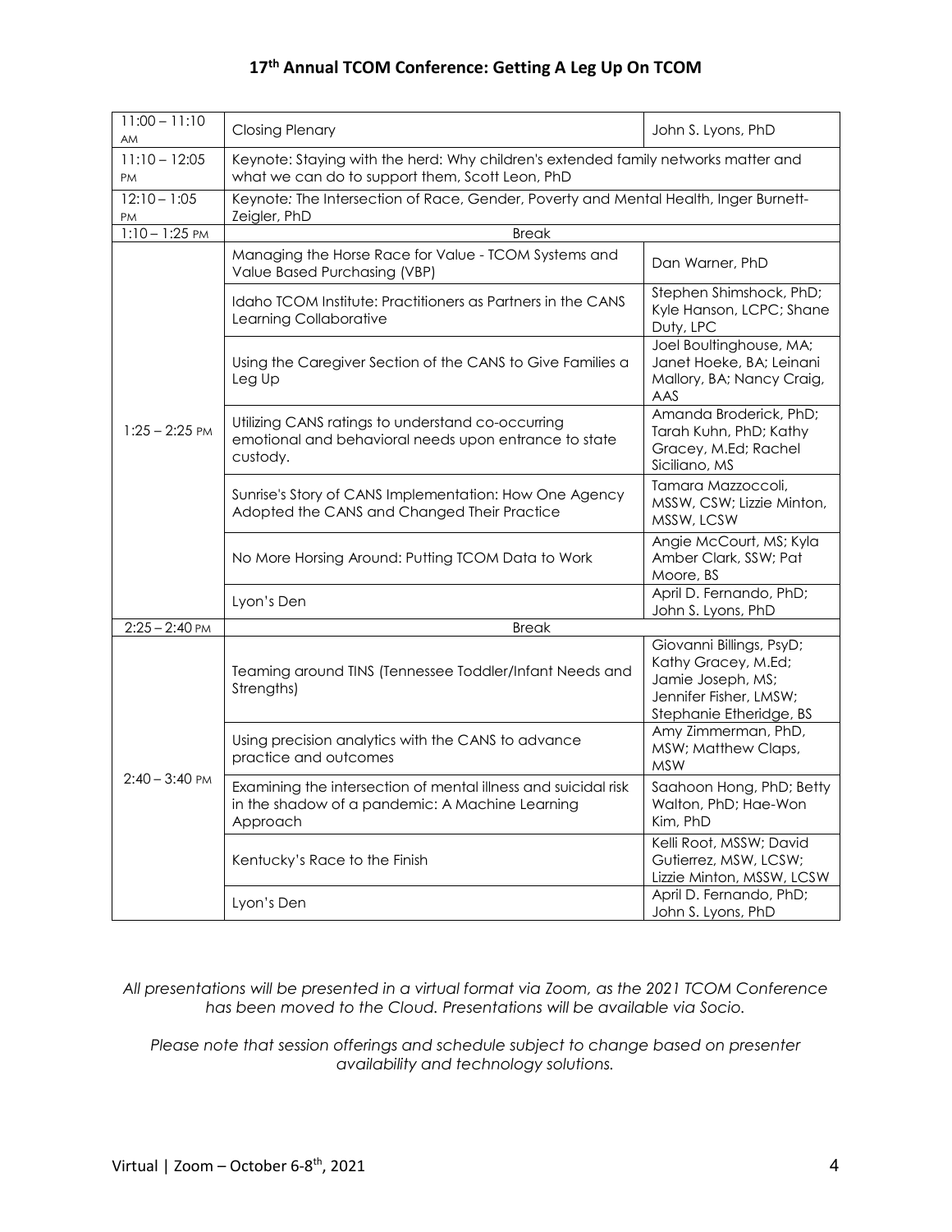| | | |
|---|---|---|
| 11:00 – 11:10 AM | Closing Plenary | John S. Lyons, PhD |
| 11:10 – 12:05 PM | Keynote: Staying with the herd: Why children's extended family networks matter and what we can do to support them, Scott Leon, PhD | |
| 12:10 – 1:05 PM | Keynote: The Intersection of Race, Gender, Poverty and Mental Health, Inger Burnett-Zeigler, PhD | |
| 1:10 – 1:25 PM | Break | |
| 1:25 – 2:25 PM | Managing the Horse Race for Value - TCOM Systems and Value Based Purchasing (VBP) | Dan Warner, PhD |
| | Idaho TCOM Institute: Practitioners as Partners in the CANS Learning Collaborative | Stephen Shimshock, PhD; Kyle Hanson, LCPC; Shane Duty, LPC |
| | Using the Caregiver Section of the CANS to Give Families a Leg Up | Joel Boultinghouse, MA; Janet Hoeke, BA; Leinani Mallory, BA; Nancy Craig, AAS |
| | Utilizing CANS ratings to understand co-occurring emotional and behavioral needs upon entrance to state custody. | Amanda Broderick, PhD; Tarah Kuhn, PhD; Kathy Gracey, M.Ed; Rachel Siciliano, MS |
| | Sunrise's Story of CANS Implementation: How One Agency Adopted the CANS and Changed Their Practice | Tamara Mazzoccoli, MSSW, CSW; Lizzie Minton, MSSW, LCSW |
| | No More Horsing Around: Putting TCOM Data to Work | Angie McCourt, MS; Kyla Amber Clark, SSW; Pat Moore, BS |
| | Lyon's Den | April D. Fernando, PhD; John S. Lyons, PhD |
| 2:25 – 2:40 PM | Break | |
| 2:40 – 3:40 PM | Teaming around TINS (Tennessee Toddler/Infant Needs and Strengths) | Giovanni Billings, PsyD; Kathy Gracey, M.Ed; Jamie Joseph, MS; Jennifer Fisher, LMSW; Stephanie Etheridge, BS |
| | Using precision analytics with the CANS to advance practice and outcomes | Amy Zimmerman, PhD, MSW; Matthew Claps, MSW |
| | Examining the intersection of mental illness and suicidal risk in the shadow of a pandemic: A Machine Learning Approach | Saahoon Hong, PhD; Betty Walton, PhD; Hae-Won Kim, PhD |
| | Kentucky's Race to the Finish | Kelli Root, MSSW; David Gutierrez, MSW, LCSW; Lizzie Minton, MSSW, LCSW |
| | Lyon's Den | April D. Fernando, PhD; John S. Lyons, PhD |

*All presentations will be presented in a virtual format via Zoom, as the 2021 TCOM Conference has been moved to the Cloud. Presentations will be available via Socio.*

*Please note that session offerings and schedule subject to change based on presenter availability and technology solutions.*